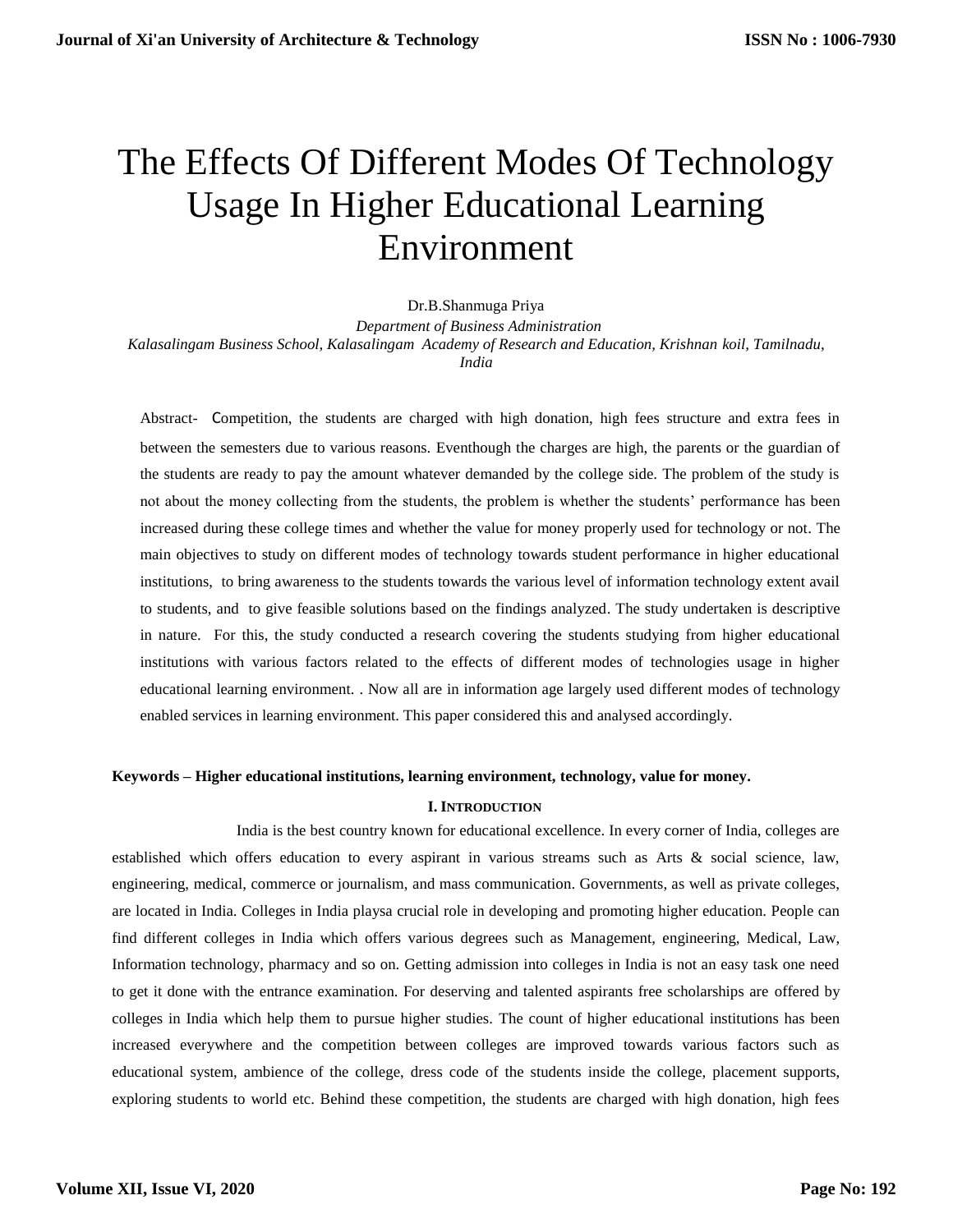# The Effects Of Different Modes Of Technology Usage In Higher Educational Learning Environment

Dr.B.Shanmuga Priya

*Department of Business Administration*

*Kalasalingam Business School, Kalasalingam Academy of Research and Education, Krishnan koil, Tamilnadu, India*

Abstract- Competition, the students are charged with high donation, high fees structure and extra fees in between the semesters due to various reasons. Eventhough the charges are high, the parents or the guardian of the students are ready to pay the amount whatever demanded by the college side. The problem of the study is not about the money collecting from the students, the problem is whether the students' performance has been increased during these college times and whether the value for money properly used for technology or not. The main objectives to study on different modes of technology towards student performance in higher educational institutions, to bring awareness to the students towards the various level of information technology extent avail to students, and to give feasible solutions based on the findings analyzed. The study undertaken is descriptive in nature. For this, the study conducted a research covering the students studying from higher educational institutions with various factors related to the effects of different modes of technologies usage in higher educational learning environment. . Now all are in information age largely used different modes of technology enabled services in learning environment. This paper considered this and analysed accordingly.

**Keywords – Higher educational institutions, learning environment, technology, value for money.**

## I. Introduction

India is the best country known for educational excellence. In every corner of India, colleges are established which offers education to every aspirant in various streams such as Arts & social science, law, engineering, medical, commerce or journalism, and mass communication. Governments, as well as private colleges, are located in India. Colleges in India playsa crucial role in developing and promoting higher education. People can find different colleges in India which offers various degrees such as Management, engineering, Medical, Law, Information technology, pharmacy and so on. Getting admission into colleges in India is not an easy task one need to get it done with the entrance examination. For deserving and talented aspirants free scholarships are offered by colleges in India which help them to pursue higher studies. The count of higher educational institutions has been increased everywhere and the competition between colleges are improved towards various factors such as educational system, ambience of the college, dress code of the students inside the college, placement supports, exploring students to world etc. Behind these competition, the students are charged with high donation, high fees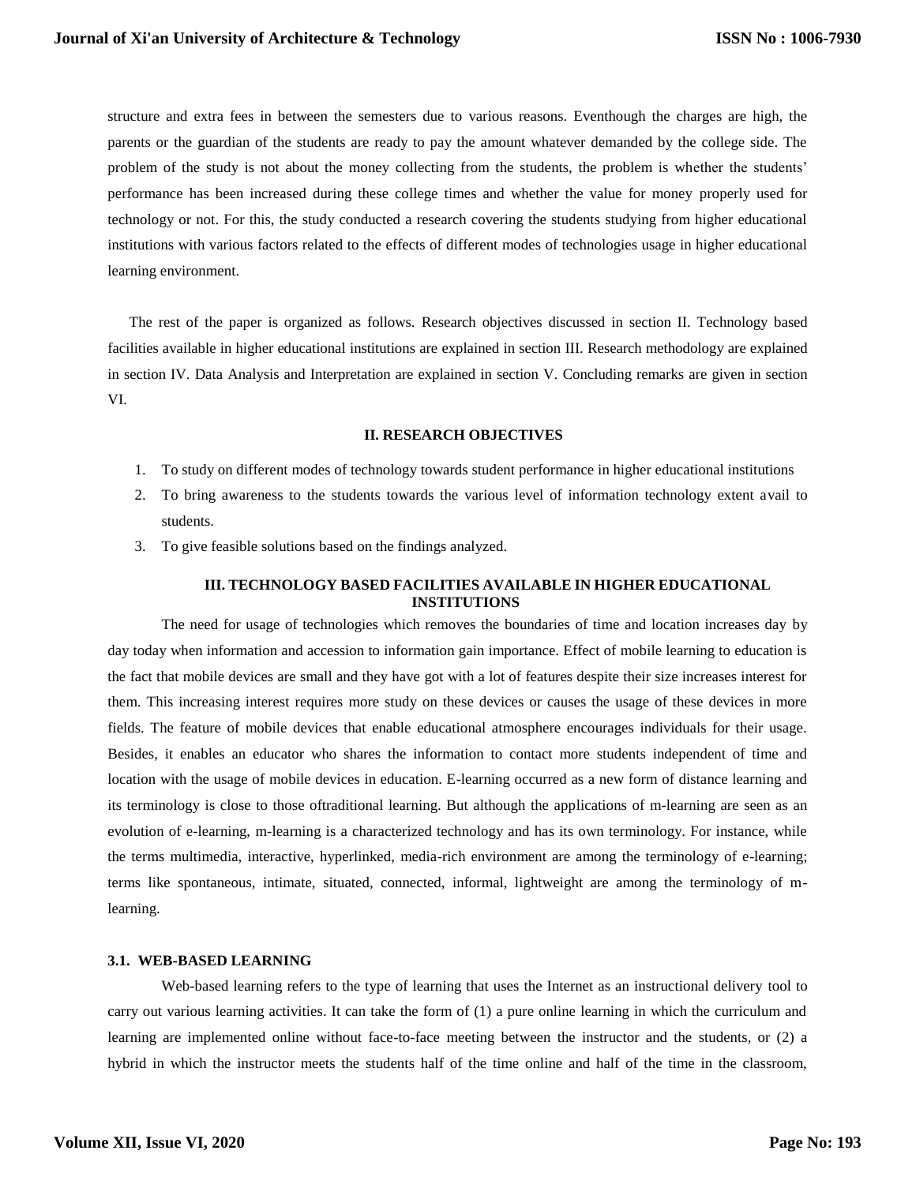structure and extra fees in between the semesters due to various reasons. Eventhough the charges are high, the parents or the guardian of the students are ready to pay the amount whatever demanded by the college side. The problem of the study is not about the money collecting from the students, the problem is whether the students' performance has been increased during these college times and whether the value for money properly used for technology or not. For this, the study conducted a research covering the students studying from higher educational institutions with various factors related to the effects of different modes of technologies usage in higher educational learning environment.

The rest of the paper is organized as follows. Research objectives discussed in section II. Technology based facilities available in higher educational institutions are explained in section III. Research methodology are explained in section IV. Data Analysis and Interpretation are explained in section V. Concluding remarks are given in section VI.

## II. RESEARCH OBJECTIVES

1. To study on different modes of technology towards student performance in higher educational institutions
2. To bring awareness to the students towards the various level of information technology extent avail to students.
3. To give feasible solutions based on the findings analyzed.

## III. TECHNOLOGY BASED FACILITIES AVAILABLE IN HIGHER EDUCATIONAL INSTITUTIONS

The need for usage of technologies which removes the boundaries of time and location increases day by day today when information and accession to information gain importance. Effect of mobile learning to education is the fact that mobile devices are small and they have got with a lot of features despite their size increases interest for them. This increasing interest requires more study on these devices or causes the usage of these devices in more fields. The feature of mobile devices that enable educational atmosphere encourages individuals for their usage. Besides, it enables an educator who shares the information to contact more students independent of time and location with the usage of mobile devices in education. E-learning occurred as a new form of distance learning and its terminology is close to those oftraditional learning. But although the applications of m-learning are seen as an evolution of e-learning, m-learning is a characterized technology and has its own terminology. For instance, while the terms multimedia, interactive, hyperlinked, media-rich environment are among the terminology of e-learning; terms like spontaneous, intimate, situated, connected, informal, lightweight are among the terminology of m-learning.

### 3.1. WEB-BASED LEARNING

Web-based learning refers to the type of learning that uses the Internet as an instructional delivery tool to carry out various learning activities. It can take the form of (1) a pure online learning in which the curriculum and learning are implemented online without face-to-face meeting between the instructor and the students, or (2) a hybrid in which the instructor meets the students half of the time online and half of the time in the classroom,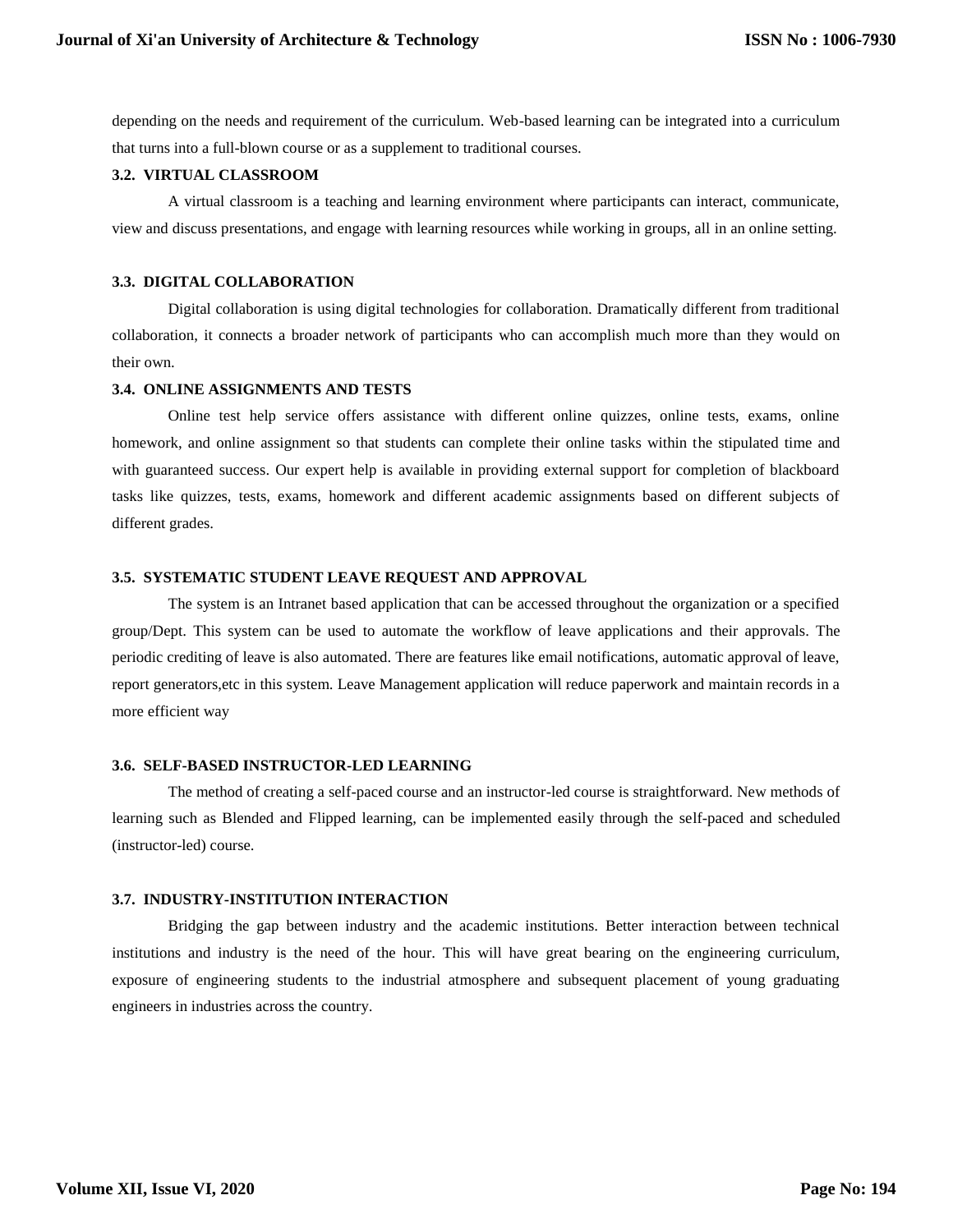depending on the needs and requirement of the curriculum. Web-based learning can be integrated into a curriculum that turns into a full-blown course or as a supplement to traditional courses.

### 3.2. VIRTUAL CLASSROOM

A virtual classroom is a teaching and learning environment where participants can interact, communicate, view and discuss presentations, and engage with learning resources while working in groups, all in an online setting.

### 3.3. DIGITAL COLLABORATION

Digital collaboration is using digital technologies for collaboration. Dramatically different from traditional collaboration, it connects a broader network of participants who can accomplish much more than they would on their own.

### 3.4. ONLINE ASSIGNMENTS AND TESTS

Online test help service offers assistance with different online quizzes, online tests, exams, online homework, and online assignment so that students can complete their online tasks within the stipulated time and with guaranteed success. Our expert help is available in providing external support for completion of blackboard tasks like quizzes, tests, exams, homework and different academic assignments based on different subjects of different grades.

### 3.5. SYSTEMATIC STUDENT LEAVE REQUEST AND APPROVAL

The system is an Intranet based application that can be accessed throughout the organization or a specified group/Dept. This system can be used to automate the workflow of leave applications and their approvals. The periodic crediting of leave is also automated. There are features like email notifications, automatic approval of leave, report generators,etc in this system. Leave Management application will reduce paperwork and maintain records in a more efficient way

### 3.6. SELF-BASED INSTRUCTOR-LED LEARNING

The method of creating a self-paced course and an instructor-led course is straightforward. New methods of learning such as Blended and Flipped learning, can be implemented easily through the self-paced and scheduled (instructor-led) course.

### 3.7. INDUSTRY-INSTITUTION INTERACTION

Bridging the gap between industry and the academic institutions. Better interaction between technical institutions and industry is the need of the hour. This will have great bearing on the engineering curriculum, exposure of engineering students to the industrial atmosphere and subsequent placement of young graduating engineers in industries across the country.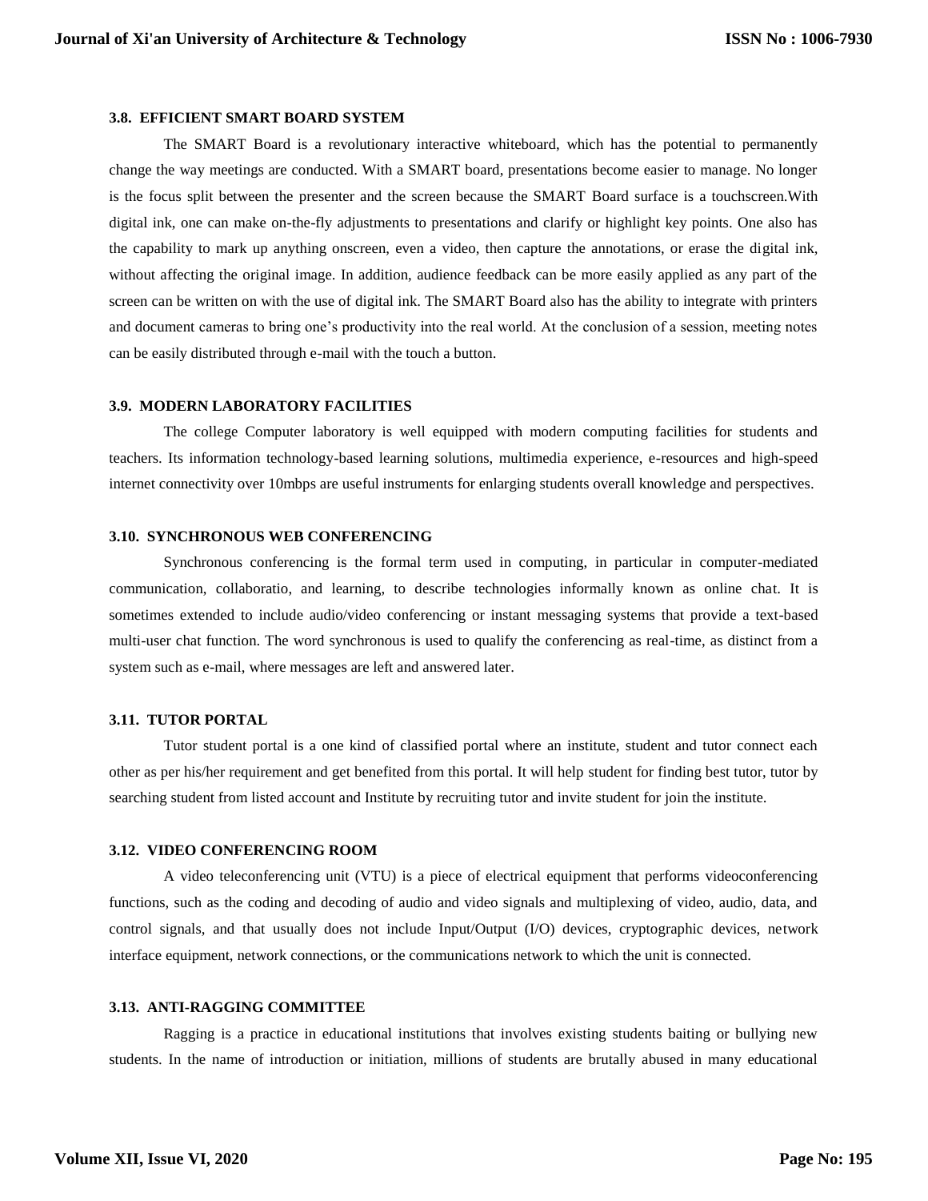### 3.8. EFFICIENT SMART BOARD SYSTEM

The SMART Board is a revolutionary interactive whiteboard, which has the potential to permanently change the way meetings are conducted. With a SMART board, presentations become easier to manage. No longer is the focus split between the presenter and the screen because the SMART Board surface is a touchscreen.With digital ink, one can make on-the-fly adjustments to presentations and clarify or highlight key points. One also has the capability to mark up anything onscreen, even a video, then capture the annotations, or erase the digital ink, without affecting the original image. In addition, audience feedback can be more easily applied as any part of the screen can be written on with the use of digital ink. The SMART Board also has the ability to integrate with printers and document cameras to bring one's productivity into the real world. At the conclusion of a session, meeting notes can be easily distributed through e-mail with the touch a button.

### 3.9. MODERN LABORATORY FACILITIES

The college Computer laboratory is well equipped with modern computing facilities for students and teachers. Its information technology-based learning solutions, multimedia experience, e-resources and high-speed internet connectivity over 10mbps are useful instruments for enlarging students overall knowledge and perspectives.

### 3.10. SYNCHRONOUS WEB CONFERENCING

Synchronous conferencing is the formal term used in computing, in particular in computer-mediated communication, collaboratio, and learning, to describe technologies informally known as online chat. It is sometimes extended to include audio/video conferencing or instant messaging systems that provide a text-based multi-user chat function. The word synchronous is used to qualify the conferencing as real-time, as distinct from a system such as e-mail, where messages are left and answered later.

### 3.11. TUTOR PORTAL

Tutor student portal is a one kind of classified portal where an institute, student and tutor connect each other as per his/her requirement and get benefited from this portal. It will help student for finding best tutor, tutor by searching student from listed account and Institute by recruiting tutor and invite student for join the institute.

### 3.12. VIDEO CONFERENCING ROOM

A video teleconferencing unit (VTU) is a piece of electrical equipment that performs videoconferencing functions, such as the coding and decoding of audio and video signals and multiplexing of video, audio, data, and control signals, and that usually does not include Input/Output (I/O) devices, cryptographic devices, network interface equipment, network connections, or the communications network to which the unit is connected.

### 3.13. ANTI-RAGGING COMMITTEE

Ragging is a practice in educational institutions that involves existing students baiting or bullying new students. In the name of introduction or initiation, millions of students are brutally abused in many educational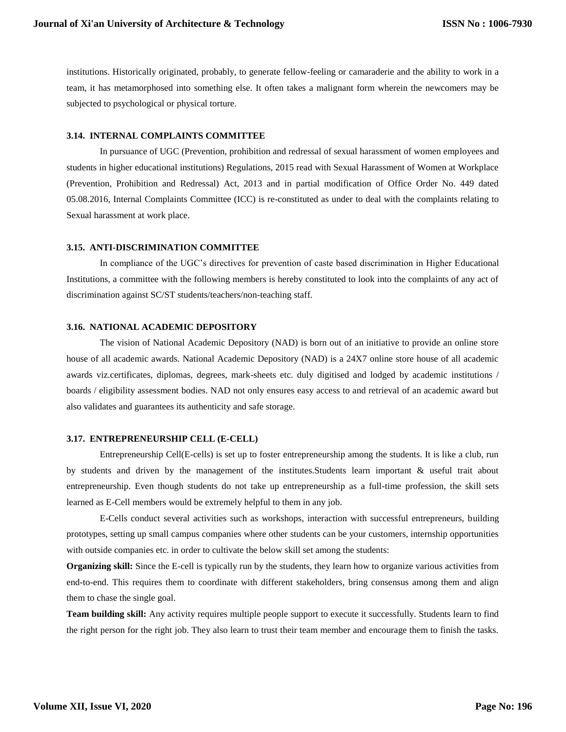institutions. Historically originated, probably, to generate fellow-feeling or camaraderie and the ability to work in a team, it has metamorphosed into something else. It often takes a malignant form wherein the newcomers may be subjected to psychological or physical torture.

### 3.14. INTERNAL COMPLAINTS COMMITTEE

In pursuance of UGC (Prevention, prohibition and redressal of sexual harassment of women employees and students in higher educational institutions) Regulations, 2015 read with Sexual Harassment of Women at Workplace (Prevention, Prohibition and Redressal) Act, 2013 and in partial modification of Office Order No. 449 dated 05.08.2016, Internal Complaints Committee (ICC) is re-constituted as under to deal with the complaints relating to Sexual harassment at work place.

### 3.15. ANTI-DISCRIMINATION COMMITTEE

In compliance of the UGC's directives for prevention of caste based discrimination in Higher Educational Institutions, a committee with the following members is hereby constituted to look into the complaints of any act of discrimination against SC/ST students/teachers/non-teaching staff.

### 3.16. NATIONAL ACADEMIC DEPOSITORY

The vision of National Academic Depository (NAD) is born out of an initiative to provide an online store house of all academic awards. National Academic Depository (NAD) is a 24X7 online store house of all academic awards viz.certificates, diplomas, degrees, mark-sheets etc. duly digitised and lodged by academic institutions / boards / eligibility assessment bodies. NAD not only ensures easy access to and retrieval of an academic award but also validates and guarantees its authenticity and safe storage.

### 3.17. ENTREPRENEURSHIP CELL (E-CELL)

Entrepreneurship Cell(E-cells) is set up to foster entrepreneurship among the students. It is like a club, run by students and driven by the management of the institutes.Students learn important & useful trait about entrepreneurship. Even though students do not take up entrepreneurship as a full-time profession, the skill sets learned as E-Cell members would be extremely helpful to them in any job.

E-Cells conduct several activities such as workshops, interaction with successful entrepreneurs, building prototypes, setting up small campus companies where other students can be your customers, internship opportunities with outside companies etc. in order to cultivate the below skill set among the students:

**Organizing skill:** Since the E-cell is typically run by the students, they learn how to organize various activities from end-to-end. This requires them to coordinate with different stakeholders, bring consensus among them and align them to chase the single goal.

**Team building skill:** Any activity requires multiple people support to execute it successfully. Students learn to find the right person for the right job. They also learn to trust their team member and encourage them to finish the tasks.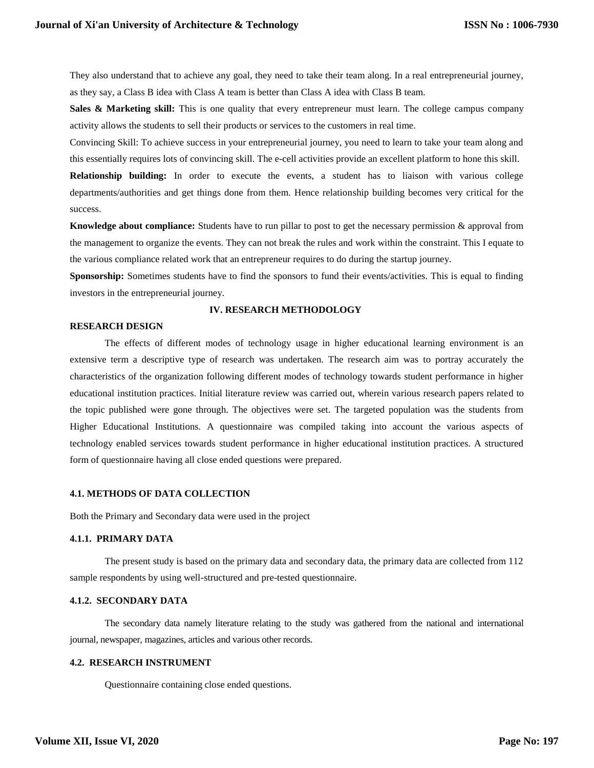They also understand that to achieve any goal, they need to take their team along. In a real entrepreneurial journey, as they say, a Class B idea with Class A team is better than Class A idea with Class B team.

**Sales & Marketing skill:** This is one quality that every entrepreneur must learn. The college campus company activity allows the students to sell their products or services to the customers in real time.

Convincing Skill: To achieve success in your entrepreneurial journey, you need to learn to take your team along and this essentially requires lots of convincing skill. The e-cell activities provide an excellent platform to hone this skill.

**Relationship building:** In order to execute the events, a student has to liaison with various college departments/authorities and get things done from them. Hence relationship building becomes very critical for the success.

**Knowledge about compliance:** Students have to run pillar to post to get the necessary permission & approval from the management to organize the events. They can not break the rules and work within the constraint. This I equate to the various compliance related work that an entrepreneur requires to do during the startup journey.

**Sponsorship:** Sometimes students have to find the sponsors to fund their events/activities. This is equal to finding investors in the entrepreneurial journey.

## IV. RESEARCH METHODOLOGY

### RESEARCH DESIGN

The effects of different modes of technology usage in higher educational learning environment is an extensive term a descriptive type of research was undertaken. The research aim was to portray accurately the characteristics of the organization following different modes of technology towards student performance in higher educational institution practices. Initial literature review was carried out, wherein various research papers related to the topic published were gone through. The objectives were set. The targeted population was the students from Higher Educational Institutions. A questionnaire was compiled taking into account the various aspects of technology enabled services towards student performance in higher educational institution practices. A structured form of questionnaire having all close ended questions were prepared.

### 4.1. METHODS OF DATA COLLECTION

Both the Primary and Secondary data were used in the project

#### 4.1.1. PRIMARY DATA

The present study is based on the primary data and secondary data, the primary data are collected from 112 sample respondents by using well-structured and pre-tested questionnaire.

#### 4.1.2. SECONDARY DATA

The secondary data namely literature relating to the study was gathered from the national and international journal, newspaper, magazines, articles and various other records.

### 4.2. RESEARCH INSTRUMENT

Questionnaire containing close ended questions.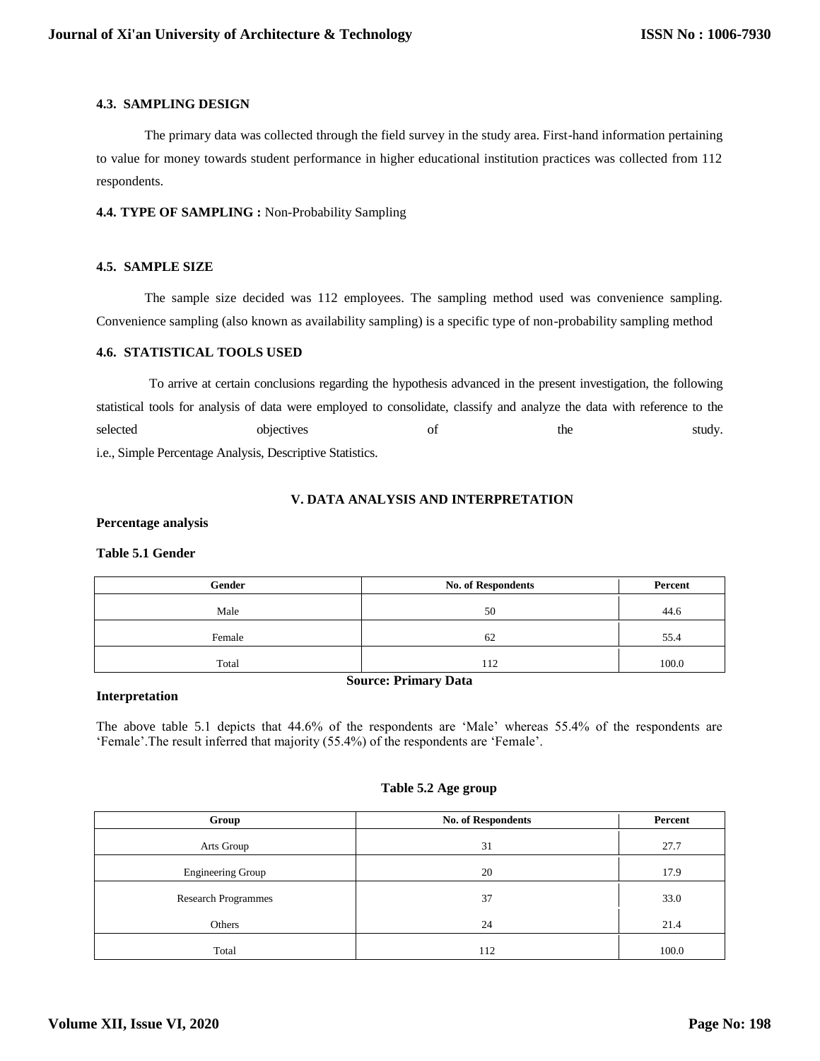#### 4.3. SAMPLING DESIGN

The primary data was collected through the field survey in the study area. First-hand information pertaining to value for money towards student performance in higher educational institution practices was collected from 112 respondents.

**4.4. TYPE OF SAMPLING :** Non-Probability Sampling

#### 4.5. SAMPLE SIZE

The sample size decided was 112 employees. The sampling method used was convenience sampling. Convenience sampling (also known as availability sampling) is a specific type of non-probability sampling method

#### 4.6. STATISTICAL TOOLS USED

To arrive at certain conclusions regarding the hypothesis advanced in the present investigation, the following statistical tools for analysis of data were employed to consolidate, classify and analyze the data with reference to the selected objectives of the study.
i.e., Simple Percentage Analysis, Descriptive Statistics.

## V. DATA ANALYSIS AND INTERPRETATION

**Percentage analysis**

**Table 5.1 Gender**

| Gender | No. of Respondents | Percent |
|---|---|---|
| Male | 50 | 44.6 |
| Female | 62 | 55.4 |
| Total | 112 | 100.0 |

**Source: Primary Data**

**Interpretation**

The above table 5.1 depicts that 44.6% of the respondents are 'Male' whereas 55.4% of the respondents are 'Female'.The result inferred that majority (55.4%) of the respondents are 'Female'.

**Table 5.2 Age group**

| Group | No. of Respondents | Percent |
|---|---|---|
| Arts Group | 31 | 27.7 |
| Engineering Group | 20 | 17.9 |
| Research Programmes | 37 | 33.0 |
| Others | 24 | 21.4 |
| Total | 112 | 100.0 |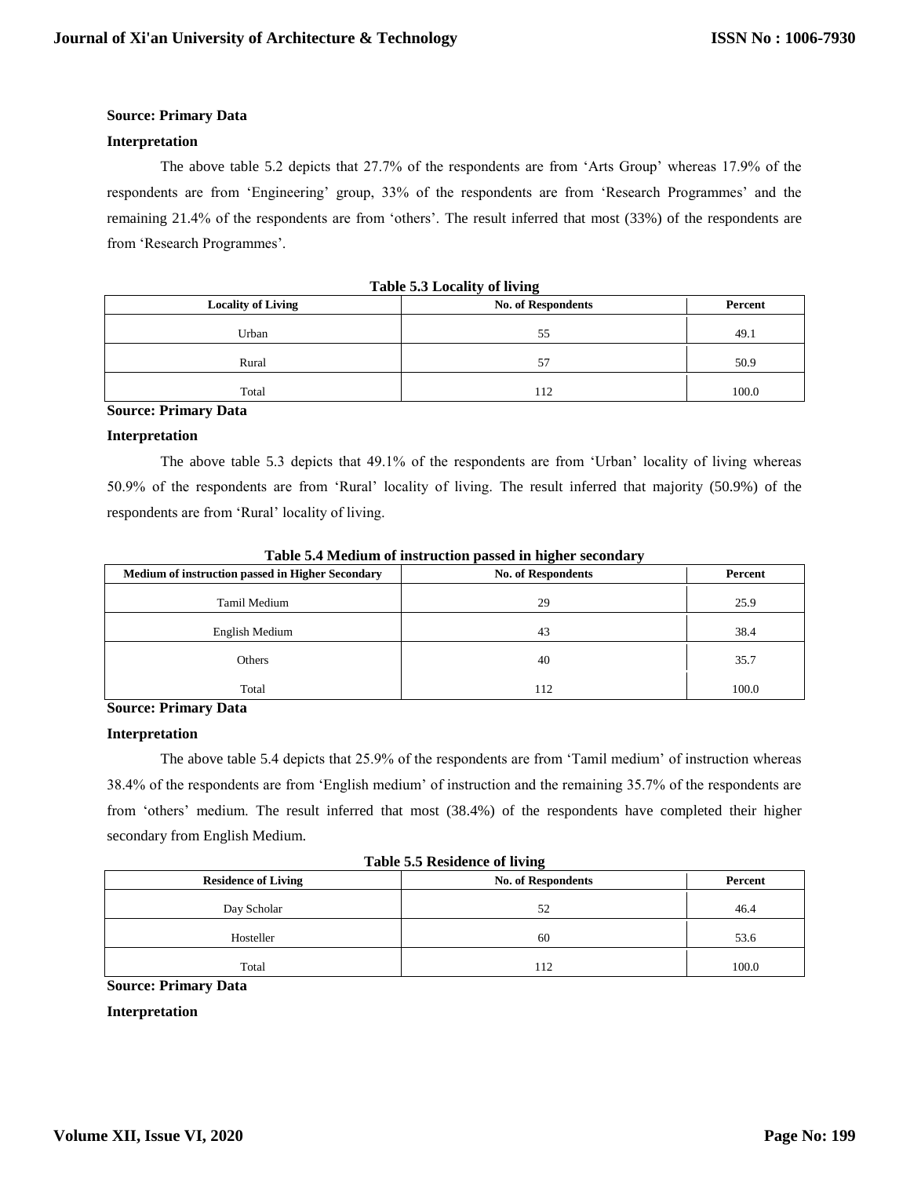**Source: Primary Data**

**Interpretation**

The above table 5.2 depicts that 27.7% of the respondents are from 'Arts Group' whereas 17.9% of the respondents are from 'Engineering' group, 33% of the respondents are from 'Research Programmes' and the remaining 21.4% of the respondents are from 'others'. The result inferred that most (33%) of the respondents are from 'Research Programmes'.

**Table 5.3 Locality of living**

| Locality of Living | No. of Respondents | Percent |
|---|---|---|
| Urban | 55 | 49.1 |
| Rural | 57 | 50.9 |
| Total | 112 | 100.0 |

**Source: Primary Data**

**Interpretation**

The above table 5.3 depicts that 49.1% of the respondents are from 'Urban' locality of living whereas 50.9% of the respondents are from 'Rural' locality of living. The result inferred that majority (50.9%) of the respondents are from 'Rural' locality of living.

**Table 5.4 Medium of instruction passed in higher secondary**

| Medium of instruction passed in Higher Secondary | No. of Respondents | Percent |
|---|---|---|
| Tamil Medium | 29 | 25.9 |
| English Medium | 43 | 38.4 |
| Others | 40 | 35.7 |
| Total | 112 | 100.0 |

**Source: Primary Data**

**Interpretation**

The above table 5.4 depicts that 25.9% of the respondents are from 'Tamil medium' of instruction whereas 38.4% of the respondents are from 'English medium' of instruction and the remaining 35.7% of the respondents are from 'others' medium. The result inferred that most (38.4%) of the respondents have completed their higher secondary from English Medium.

**Table 5.5 Residence of living**

| Residence of Living | No. of Respondents | Percent |
|---|---|---|
| Day Scholar | 52 | 46.4 |
| Hosteller | 60 | 53.6 |
| Total | 112 | 100.0 |

**Source: Primary Data**

**Interpretation**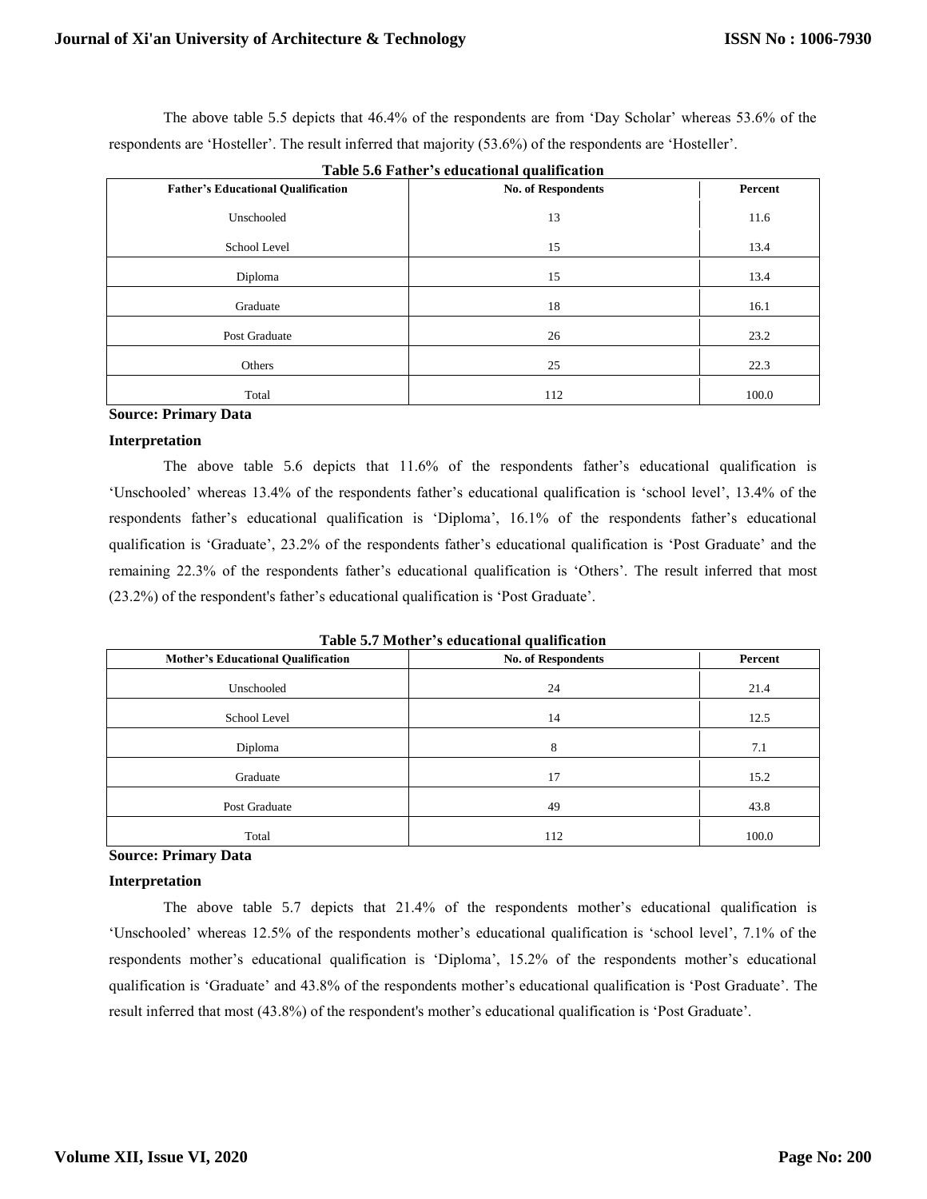The above table 5.5 depicts that 46.4% of the respondents are from 'Day Scholar' whereas 53.6% of the respondents are 'Hosteller'. The result inferred that majority (53.6%) of the respondents are 'Hosteller'.

**Table 5.6 Father's educational qualification**

| Father's Educational Qualification | No. of Respondents | Percent |
|---|---|---|
| Unschooled | 13 | 11.6 |
| School Level | 15 | 13.4 |
| Diploma | 15 | 13.4 |
| Graduate | 18 | 16.1 |
| Post Graduate | 26 | 23.2 |
| Others | 25 | 22.3 |
| Total | 112 | 100.0 |

**Source: Primary Data**

**Interpretation**

The above table 5.6 depicts that 11.6% of the respondents father's educational qualification is 'Unschooled' whereas 13.4% of the respondents father's educational qualification is 'school level', 13.4% of the respondents father's educational qualification is 'Diploma', 16.1% of the respondents father's educational qualification is 'Graduate', 23.2% of the respondents father's educational qualification is 'Post Graduate' and the remaining 22.3% of the respondents father's educational qualification is 'Others'. The result inferred that most (23.2%) of the respondent's father's educational qualification is 'Post Graduate'.

**Table 5.7 Mother's educational qualification**

| Mother's Educational Qualification | No. of Respondents | Percent |
|---|---|---|
| Unschooled | 24 | 21.4 |
| School Level | 14 | 12.5 |
| Diploma | 8 | 7.1 |
| Graduate | 17 | 15.2 |
| Post Graduate | 49 | 43.8 |
| Total | 112 | 100.0 |

**Source: Primary Data**

**Interpretation**

The above table 5.7 depicts that 21.4% of the respondents mother's educational qualification is 'Unschooled' whereas 12.5% of the respondents mother's educational qualification is 'school level', 7.1% of the respondents mother's educational qualification is 'Diploma', 15.2% of the respondents mother's educational qualification is 'Graduate' and 43.8% of the respondents mother's educational qualification is 'Post Graduate'. The result inferred that most (43.8%) of the respondent's mother's educational qualification is 'Post Graduate'.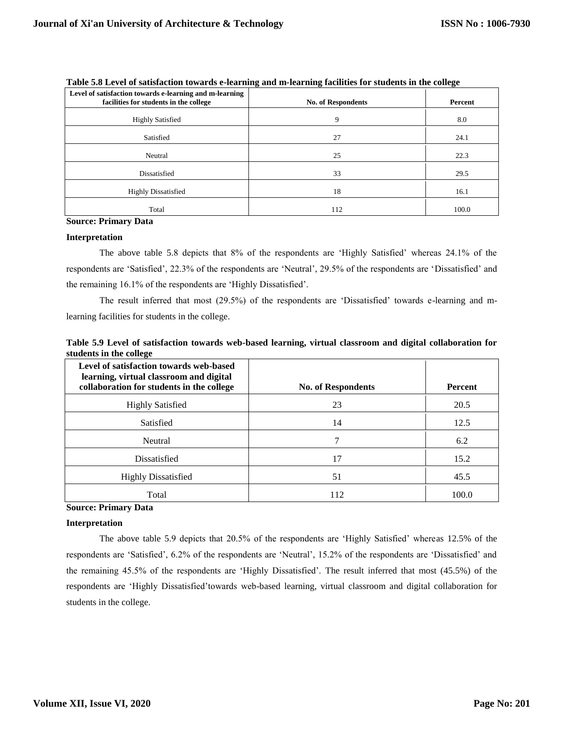**Table 5.8 Level of satisfaction towards e-learning and m-learning facilities for students in the college**

| Level of satisfaction towards e-learning and m-learning facilities for students in the college | No. of Respondents | Percent |
|---|---|---|
| Highly Satisfied | 9 | 8.0 |
| Satisfied | 27 | 24.1 |
| Neutral | 25 | 22.3 |
| Dissatisfied | 33 | 29.5 |
| Highly Dissatisfied | 18 | 16.1 |
| Total | 112 | 100.0 |

**Source: Primary Data**

**Interpretation**

The above table 5.8 depicts that 8% of the respondents are 'Highly Satisfied' whereas 24.1% of the respondents are 'Satisfied', 22.3% of the respondents are 'Neutral', 29.5% of the respondents are 'Dissatisfied' and the remaining 16.1% of the respondents are 'Highly Dissatisfied'.

The result inferred that most (29.5%) of the respondents are 'Dissatisfied' towards e-learning and m-learning facilities for students in the college.

**Table 5.9 Level of satisfaction towards web-based learning, virtual classroom and digital collaboration for students in the college**

| Level of satisfaction towards web-based learning, virtual classroom and digital collaboration for students in the college | No. of Respondents | Percent |
|---|---|---|
| Highly Satisfied | 23 | 20.5 |
| Satisfied | 14 | 12.5 |
| Neutral | 7 | 6.2 |
| Dissatisfied | 17 | 15.2 |
| Highly Dissatisfied | 51 | 45.5 |
| Total | 112 | 100.0 |

**Source: Primary Data**

**Interpretation**

The above table 5.9 depicts that 20.5% of the respondents are 'Highly Satisfied' whereas 12.5% of the respondents are 'Satisfied', 6.2% of the respondents are 'Neutral', 15.2% of the respondents are 'Dissatisfied' and the remaining 45.5% of the respondents are 'Highly Dissatisfied'. The result inferred that most (45.5%) of the respondents are 'Highly Dissatisfied'towards web-based learning, virtual classroom and digital collaboration for students in the college.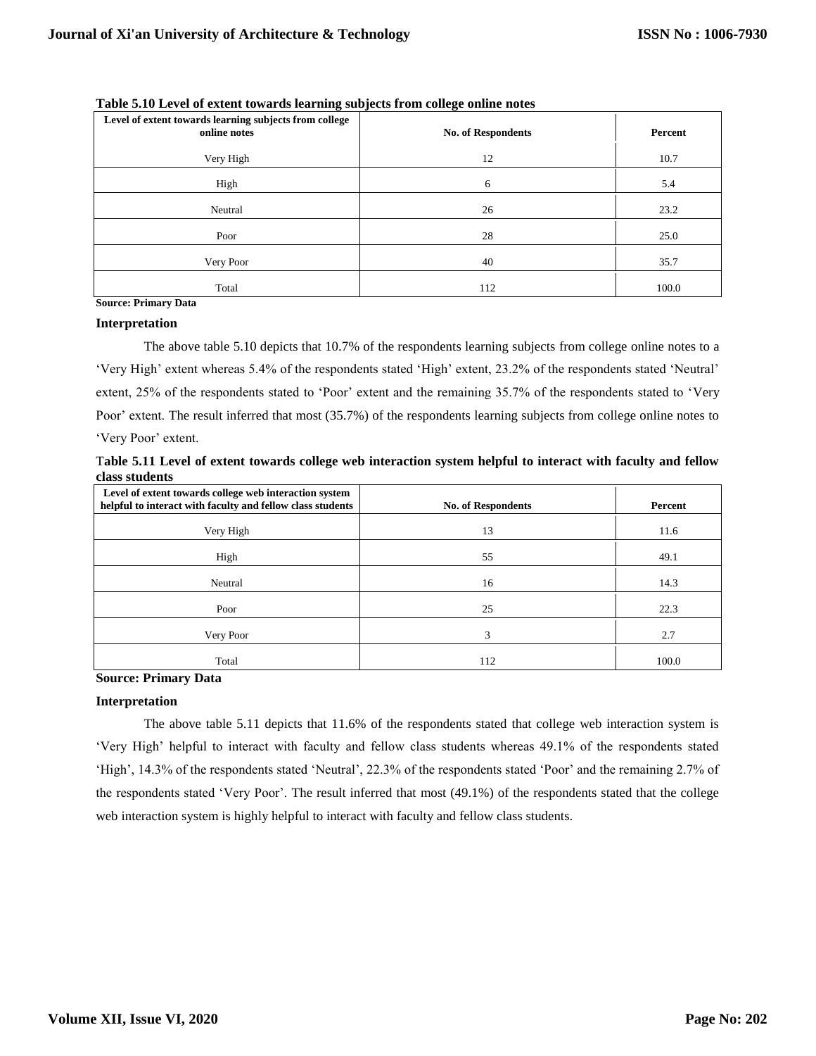**Table 5.10 Level of extent towards learning subjects from college online notes**

| Level of extent towards learning subjects from college online notes | No. of Respondents | Percent |
|---|---|---|
| Very High | 12 | 10.7 |
| High | 6 | 5.4 |
| Neutral | 26 | 23.2 |
| Poor | 28 | 25.0 |
| Very Poor | 40 | 35.7 |
| Total | 112 | 100.0 |

**Source: Primary Data**

**Interpretation**

The above table 5.10 depicts that 10.7% of the respondents learning subjects from college online notes to a 'Very High' extent whereas 5.4% of the respondents stated 'High' extent, 23.2% of the respondents stated 'Neutral' extent, 25% of the respondents stated to 'Poor' extent and the remaining 35.7% of the respondents stated to 'Very Poor' extent. The result inferred that most (35.7%) of the respondents learning subjects from college online notes to 'Very Poor' extent.

**Table 5.11 Level of extent towards college web interaction system helpful to interact with faculty and fellow class students**

| Level of extent towards college web interaction system helpful to interact with faculty and fellow class students | No. of Respondents | Percent |
|---|---|---|
| Very High | 13 | 11.6 |
| High | 55 | 49.1 |
| Neutral | 16 | 14.3 |
| Poor | 25 | 22.3 |
| Very Poor | 3 | 2.7 |
| Total | 112 | 100.0 |

**Source: Primary Data**

**Interpretation**

The above table 5.11 depicts that 11.6% of the respondents stated that college web interaction system is 'Very High' helpful to interact with faculty and fellow class students whereas 49.1% of the respondents stated 'High', 14.3% of the respondents stated 'Neutral', 22.3% of the respondents stated 'Poor' and the remaining 2.7% of the respondents stated 'Very Poor'. The result inferred that most (49.1%) of the respondents stated that the college web interaction system is highly helpful to interact with faculty and fellow class students.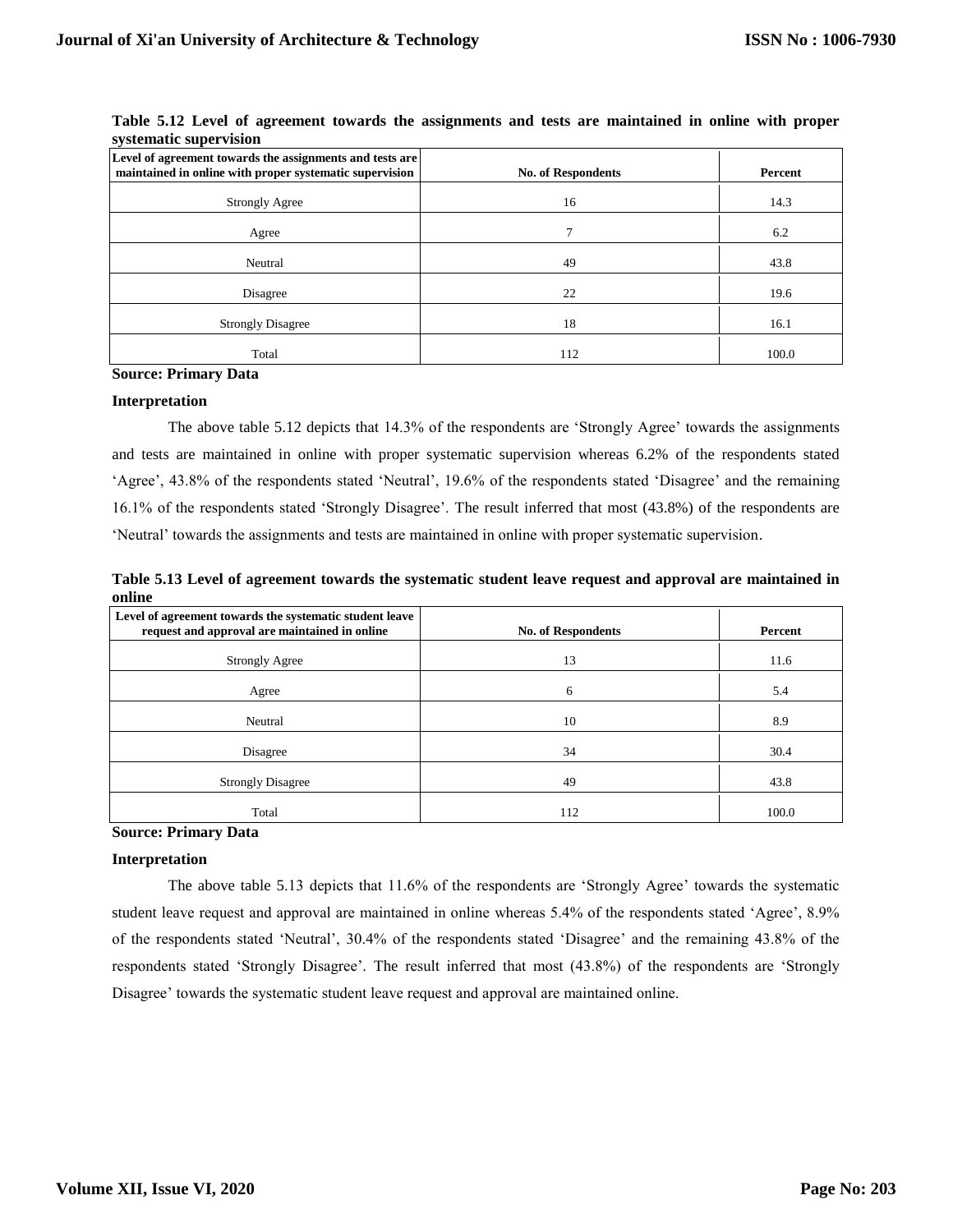**Table 5.12 Level of agreement towards the assignments and tests are maintained in online with proper systematic supervision**

| Level of agreement towards the assignments and tests are maintained in online with proper systematic supervision | No. of Respondents | Percent |
|---|---|---|
| Strongly Agree | 16 | 14.3 |
| Agree | 7 | 6.2 |
| Neutral | 49 | 43.8 |
| Disagree | 22 | 19.6 |
| Strongly Disagree | 18 | 16.1 |
| Total | 112 | 100.0 |

**Source: Primary Data**

**Interpretation**

The above table 5.12 depicts that 14.3% of the respondents are 'Strongly Agree' towards the assignments and tests are maintained in online with proper systematic supervision whereas 6.2% of the respondents stated 'Agree', 43.8% of the respondents stated 'Neutral', 19.6% of the respondents stated 'Disagree' and the remaining 16.1% of the respondents stated 'Strongly Disagree'. The result inferred that most (43.8%) of the respondents are 'Neutral' towards the assignments and tests are maintained in online with proper systematic supervision.

**Table 5.13 Level of agreement towards the systematic student leave request and approval are maintained in online**

| Level of agreement towards the systematic student leave request and approval are maintained in online | No. of Respondents | Percent |
|---|---|---|
| Strongly Agree | 13 | 11.6 |
| Agree | 6 | 5.4 |
| Neutral | 10 | 8.9 |
| Disagree | 34 | 30.4 |
| Strongly Disagree | 49 | 43.8 |
| Total | 112 | 100.0 |

**Source: Primary Data**

**Interpretation**

The above table 5.13 depicts that 11.6% of the respondents are 'Strongly Agree' towards the systematic student leave request and approval are maintained in online whereas 5.4% of the respondents stated 'Agree', 8.9% of the respondents stated 'Neutral', 30.4% of the respondents stated 'Disagree' and the remaining 43.8% of the respondents stated 'Strongly Disagree'. The result inferred that most (43.8%) of the respondents are 'Strongly Disagree' towards the systematic student leave request and approval are maintained online.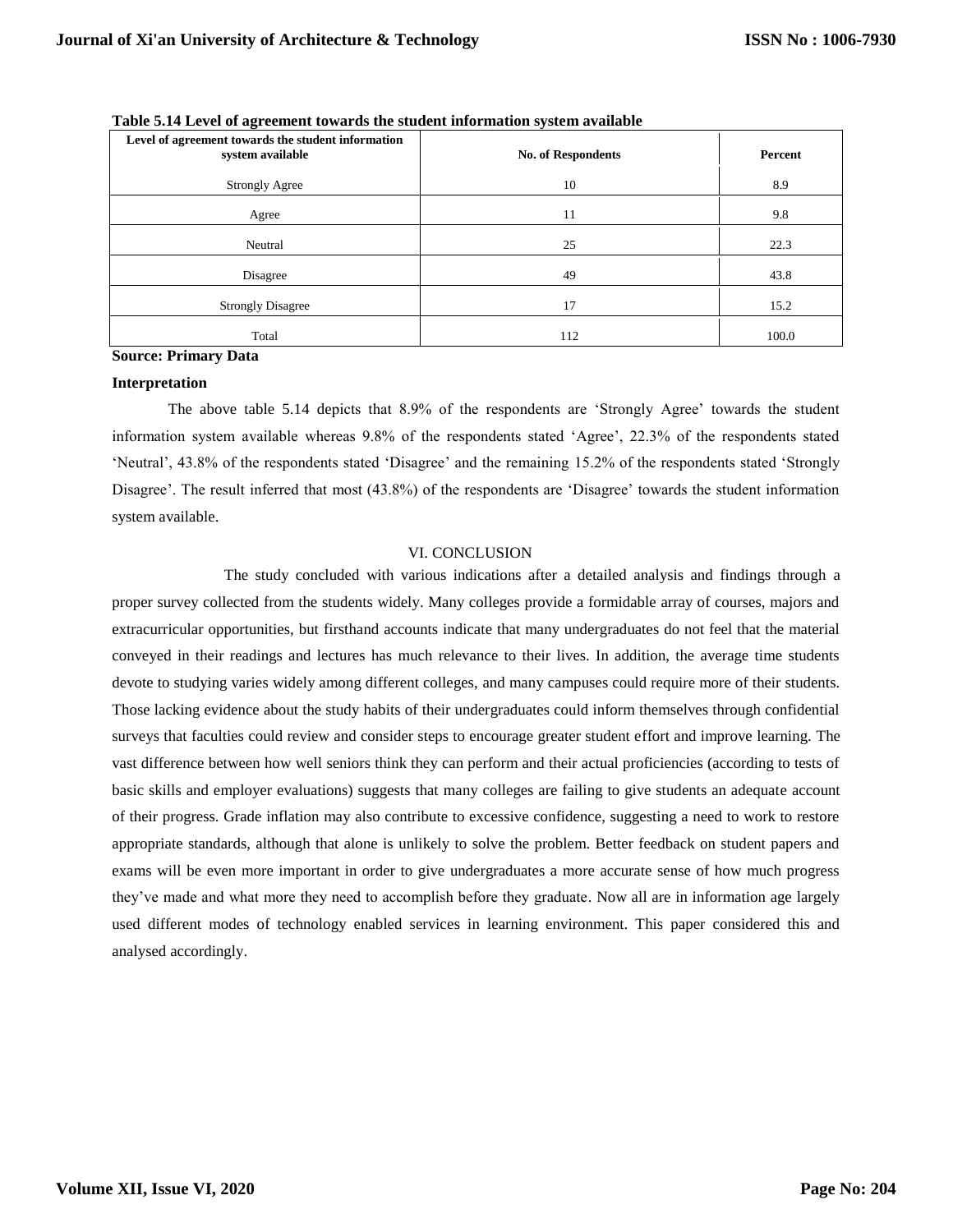**Table 5.14 Level of agreement towards the student information system available**

| Level of agreement towards the student information system available | No. of Respondents | Percent |
|---|---|---|
| Strongly Agree | 10 | 8.9 |
| Agree | 11 | 9.8 |
| Neutral | 25 | 22.3 |
| Disagree | 49 | 43.8 |
| Strongly Disagree | 17 | 15.2 |
| Total | 112 | 100.0 |

**Source: Primary Data**

**Interpretation**

The above table 5.14 depicts that 8.9% of the respondents are 'Strongly Agree' towards the student information system available whereas 9.8% of the respondents stated 'Agree', 22.3% of the respondents stated 'Neutral', 43.8% of the respondents stated 'Disagree' and the remaining 15.2% of the respondents stated 'Strongly Disagree'. The result inferred that most (43.8%) of the respondents are 'Disagree' towards the student information system available.

## VI. CONCLUSION

The study concluded with various indications after a detailed analysis and findings through a proper survey collected from the students widely. Many colleges provide a formidable array of courses, majors and extracurricular opportunities, but firsthand accounts indicate that many undergraduates do not feel that the material conveyed in their readings and lectures has much relevance to their lives. In addition, the average time students devote to studying varies widely among different colleges, and many campuses could require more of their students. Those lacking evidence about the study habits of their undergraduates could inform themselves through confidential surveys that faculties could review and consider steps to encourage greater student effort and improve learning. The vast difference between how well seniors think they can perform and their actual proficiencies (according to tests of basic skills and employer evaluations) suggests that many colleges are failing to give students an adequate account of their progress. Grade inflation may also contribute to excessive confidence, suggesting a need to work to restore appropriate standards, although that alone is unlikely to solve the problem. Better feedback on student papers and exams will be even more important in order to give undergraduates a more accurate sense of how much progress they've made and what more they need to accomplish before they graduate. Now all are in information age largely used different modes of technology enabled services in learning environment. This paper considered this and analysed accordingly.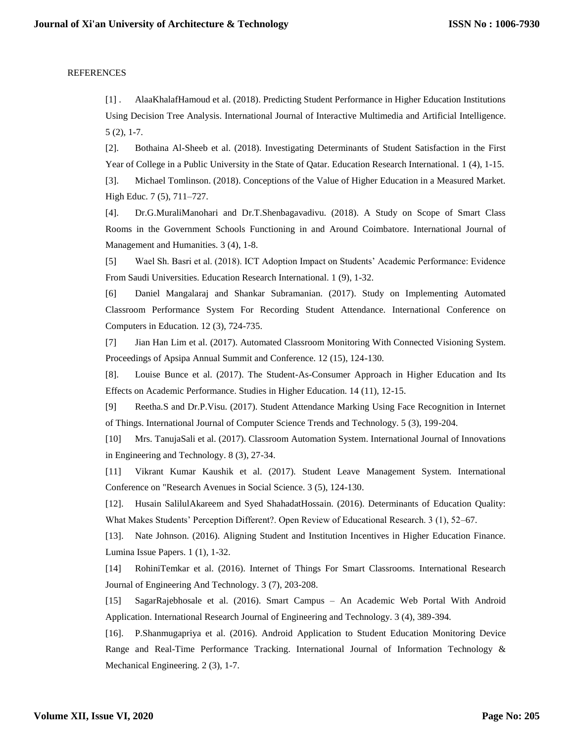REFERENCES

[1] . AlaaKhalafHamoud et al. (2018). Predicting Student Performance in Higher Education Institutions Using Decision Tree Analysis. International Journal of Interactive Multimedia and Artificial Intelligence. 5 (2), 1-7.

[2]. Bothaina Al-Sheeb et al. (2018). Investigating Determinants of Student Satisfaction in the First Year of College in a Public University in the State of Qatar. Education Research International. 1 (4), 1-15.

[3]. Michael Tomlinson. (2018). Conceptions of the Value of Higher Education in a Measured Market. High Educ. 7 (5), 711–727.

[4]. Dr.G.MuraliManohari and Dr.T.Shenbagavadivu. (2018). A Study on Scope of Smart Class Rooms in the Government Schools Functioning in and Around Coimbatore. International Journal of Management and Humanities. 3 (4), 1-8.

[5] Wael Sh. Basri et al. (2018). ICT Adoption Impact on Students' Academic Performance: Evidence From Saudi Universities. Education Research International. 1 (9), 1-32.

[6] Daniel Mangalaraj and Shankar Subramanian. (2017). Study on Implementing Automated Classroom Performance System For Recording Student Attendance. International Conference on Computers in Education. 12 (3), 724-735.

[7] Jian Han Lim et al. (2017). Automated Classroom Monitoring With Connected Visioning System. Proceedings of Apsipa Annual Summit and Conference. 12 (15), 124-130.

[8]. Louise Bunce et al. (2017). The Student-As-Consumer Approach in Higher Education and Its Effects on Academic Performance. Studies in Higher Education. 14 (11), 12-15.

[9] Reetha.S and Dr.P.Visu. (2017). Student Attendance Marking Using Face Recognition in Internet of Things. International Journal of Computer Science Trends and Technology. 5 (3), 199-204.

[10] Mrs. TanujaSali et al. (2017). Classroom Automation System. International Journal of Innovations in Engineering and Technology. 8 (3), 27-34.

[11] Vikrant Kumar Kaushik et al. (2017). Student Leave Management System. International Conference on "Research Avenues in Social Science. 3 (5), 124-130.

[12]. Husain SalilulAkareem and Syed ShahadatHossain. (2016). Determinants of Education Quality: What Makes Students' Perception Different?. Open Review of Educational Research. 3 (1), 52–67.

[13]. Nate Johnson. (2016). Aligning Student and Institution Incentives in Higher Education Finance. Lumina Issue Papers. 1 (1), 1-32.

[14] RohiniTemkar et al. (2016). Internet of Things For Smart Classrooms. International Research Journal of Engineering And Technology. 3 (7), 203-208.

[15] SagarRajebhosale et al. (2016). Smart Campus – An Academic Web Portal With Android Application. International Research Journal of Engineering and Technology. 3 (4), 389-394.

[16]. P.Shanmugapriya et al. (2016). Android Application to Student Education Monitoring Device Range and Real-Time Performance Tracking. International Journal of Information Technology & Mechanical Engineering. 2 (3), 1-7.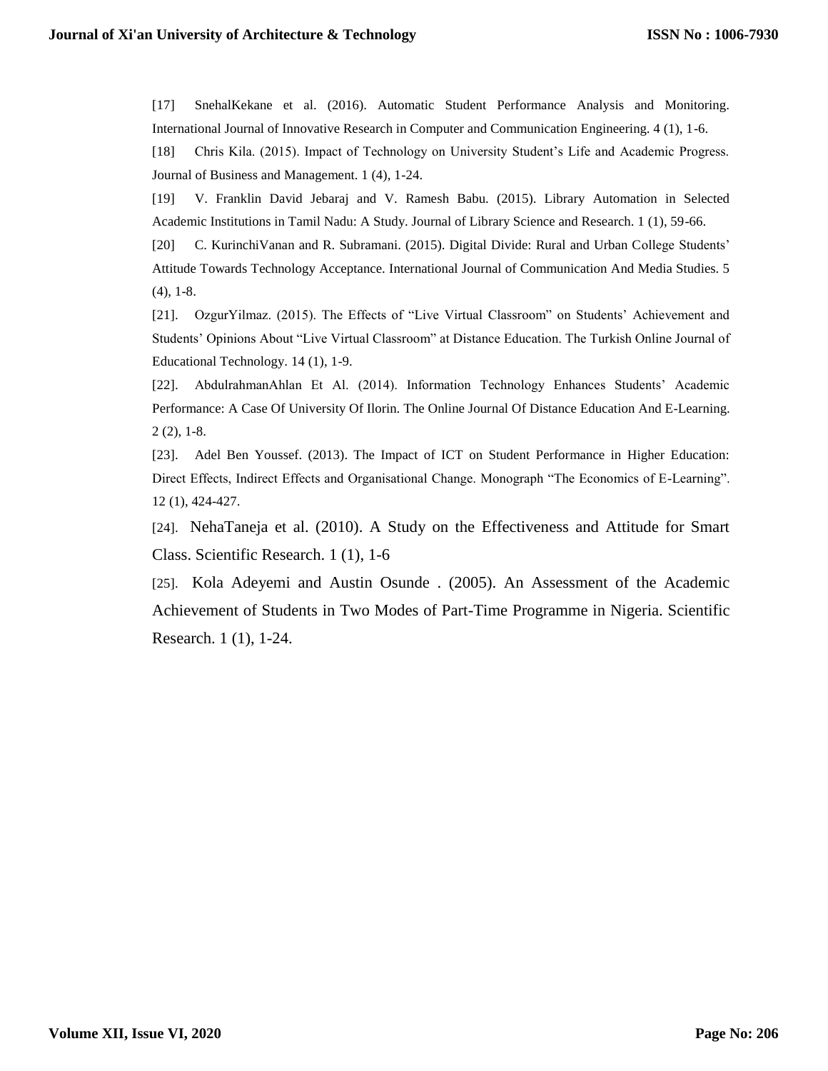[17] SnehalKekane et al. (2016). Automatic Student Performance Analysis and Monitoring. International Journal of Innovative Research in Computer and Communication Engineering. 4 (1), 1-6.

[18] Chris Kila. (2015). Impact of Technology on University Student's Life and Academic Progress. Journal of Business and Management. 1 (4), 1-24.

[19] V. Franklin David Jebaraj and V. Ramesh Babu. (2015). Library Automation in Selected Academic Institutions in Tamil Nadu: A Study. Journal of Library Science and Research. 1 (1), 59-66.

[20] C. KurinchiVanan and R. Subramani. (2015). Digital Divide: Rural and Urban College Students' Attitude Towards Technology Acceptance. International Journal of Communication And Media Studies. 5 (4), 1-8.

[21]. OzgurYilmaz. (2015). The Effects of "Live Virtual Classroom" on Students' Achievement and Students' Opinions About "Live Virtual Classroom" at Distance Education. The Turkish Online Journal of Educational Technology. 14 (1), 1-9.

[22]. AbdulrahmanAhlan Et Al. (2014). Information Technology Enhances Students' Academic Performance: A Case Of University Of Ilorin. The Online Journal Of Distance Education And E-Learning. 2 (2), 1-8.

[23]. Adel Ben Youssef. (2013). The Impact of ICT on Student Performance in Higher Education: Direct Effects, Indirect Effects and Organisational Change. Monograph "The Economics of E-Learning". 12 (1), 424-427.

[24]. NehaTaneja et al. (2010). A Study on the Effectiveness and Attitude for Smart Class. Scientific Research. 1 (1), 1-6

[25]. Kola Adeyemi and Austin Osunde . (2005). An Assessment of the Academic Achievement of Students in Two Modes of Part-Time Programme in Nigeria. Scientific Research. 1 (1), 1-24.